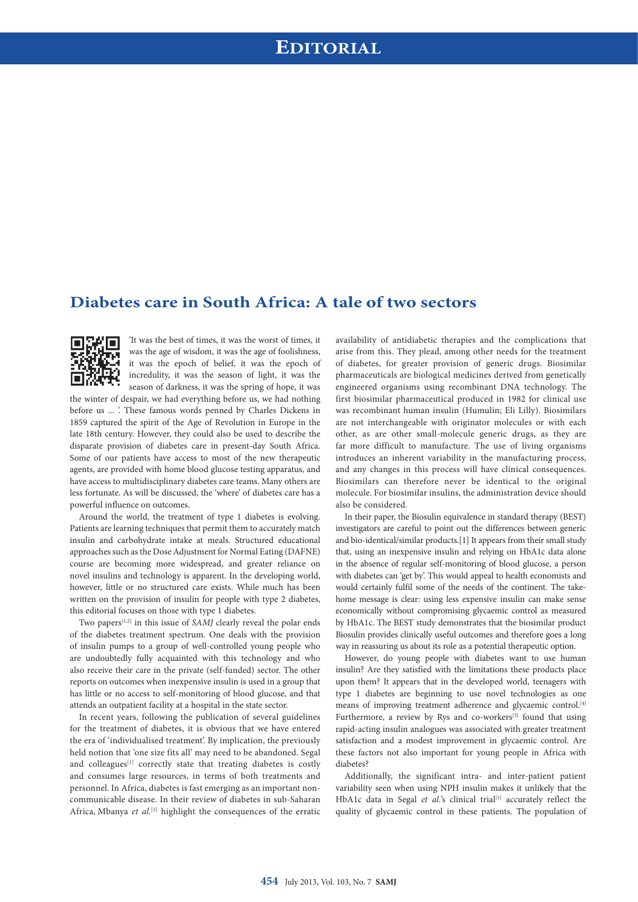# Editorial

## Diabetes care in South Africa: A tale of two sectors

'It was the best of times, it was the worst of times, it was the age of wisdom, it was the age of foolishness, it was the epoch of belief, it was the epoch of incredulity, it was the season of light, it was the season of darkness, it was the spring of hope, it was the winter of despair, we had everything before us, we had nothing before us ... '. These famous words penned by Charles Dickens in 1859 captured the spirit of the Age of Revolution in Europe in the late 18th century. However, they could also be used to describe the disparate provision of diabetes care in present-day South Africa. Some of our patients have access to most of the new therapeutic agents, are provided with home blood glucose testing apparatus, and have access to multidisciplinary diabetes care teams. Many others are less fortunate. As will be discussed, the 'where' of diabetes care has a powerful influence on outcomes.

Around the world, the treatment of type 1 diabetes is evolving. Patients are learning techniques that permit them to accurately match insulin and carbohydrate intake at meals. Structured educational approaches such as the Dose Adjustment for Normal Eating (DAFNE) course are becoming more widespread, and greater reliance on novel insulins and technology is apparent. In the developing world, however, little or no structured care exists. While much has been written on the provision of insulin for people with type 2 diabetes, this editorial focuses on those with type 1 diabetes.

Two papers[1,2] in this issue of *SAMJ* clearly reveal the polar ends of the diabetes treatment spectrum. One deals with the provision of insulin pumps to a group of well-controlled young people who are undoubtedly fully acquainted with this technology and who also receive their care in the private (self-funded) sector. The other reports on outcomes when inexpensive insulin is used in a group that has little or no access to self-monitoring of blood glucose, and that attends an outpatient facility at a hospital in the state sector.

In recent years, following the publication of several guidelines for the treatment of diabetes, it is obvious that we have entered the era of 'individualised treatment'. By implication, the previously held notion that 'one size fits all' may need to be abandoned. Segal and colleagues[1] correctly state that treating diabetes is costly and consumes large resources, in terms of both treatments and personnel. In Africa, diabetes is fast emerging as an important non-communicable disease. In their review of diabetes in sub-Saharan Africa, Mbanya *et al.*[3] highlight the consequences of the erratic availability of antidiabetic therapies and the complications that arise from this. They plead, among other needs for the treatment of diabetes, for greater provision of generic drugs. Biosimilar pharmaceuticals are biological medicines derived from genetically engineered organisms using recombinant DNA technology. The first biosimilar pharmaceutical produced in 1982 for clinical use was recombinant human insulin (Humulin; Eli Lilly). Biosimilars are not interchangeable with originator molecules or with each other, as are other small-molecule generic drugs, as they are far more difficult to manufacture. The use of living organisms introduces an inherent variability in the manufacturing process, and any changes in this process will have clinical consequences. Biosimilars can therefore never be identical to the original molecule. For biosimilar insulins, the administration device should also be considered.

In their paper, the Biosulin equivalence in standard therapy (BEST) investigators are careful to point out the differences between generic and bio-identical/similar products.[1] It appears from their small study that, using an inexpensive insulin and relying on HbA1c data alone in the absence of regular self-monitoring of blood glucose, a person with diabetes can 'get by'. This would appeal to health economists and would certainly fulfil some of the needs of the continent. The take-home message is clear: using less expensive insulin can make sense economically without compromising glycaemic control as measured by HbA1c. The BEST study demonstrates that the biosimilar product Biosulin provides clinically useful outcomes and therefore goes a long way in reassuring us about its role as a potential therapeutic option.

However, do young people with diabetes want to use human insulin? Are they satisfied with the limitations these products place upon them? It appears that in the developed world, teenagers with type 1 diabetes are beginning to use novel technologies as one means of improving treatment adherence and glycaemic control.[4] Furthermore, a review by Rys and co-workers[5] found that using rapid-acting insulin analogues was associated with greater treatment satisfaction and a modest improvement in glycaemic control. Are these factors not also important for young people in Africa with diabetes?

Additionally, the significant intra- and inter-patient patient variability seen when using NPH insulin makes it unlikely that the HbA1c data in Segal *et al.*'s clinical trial[1] accurately reflect the quality of glycaemic control in these patients. The population of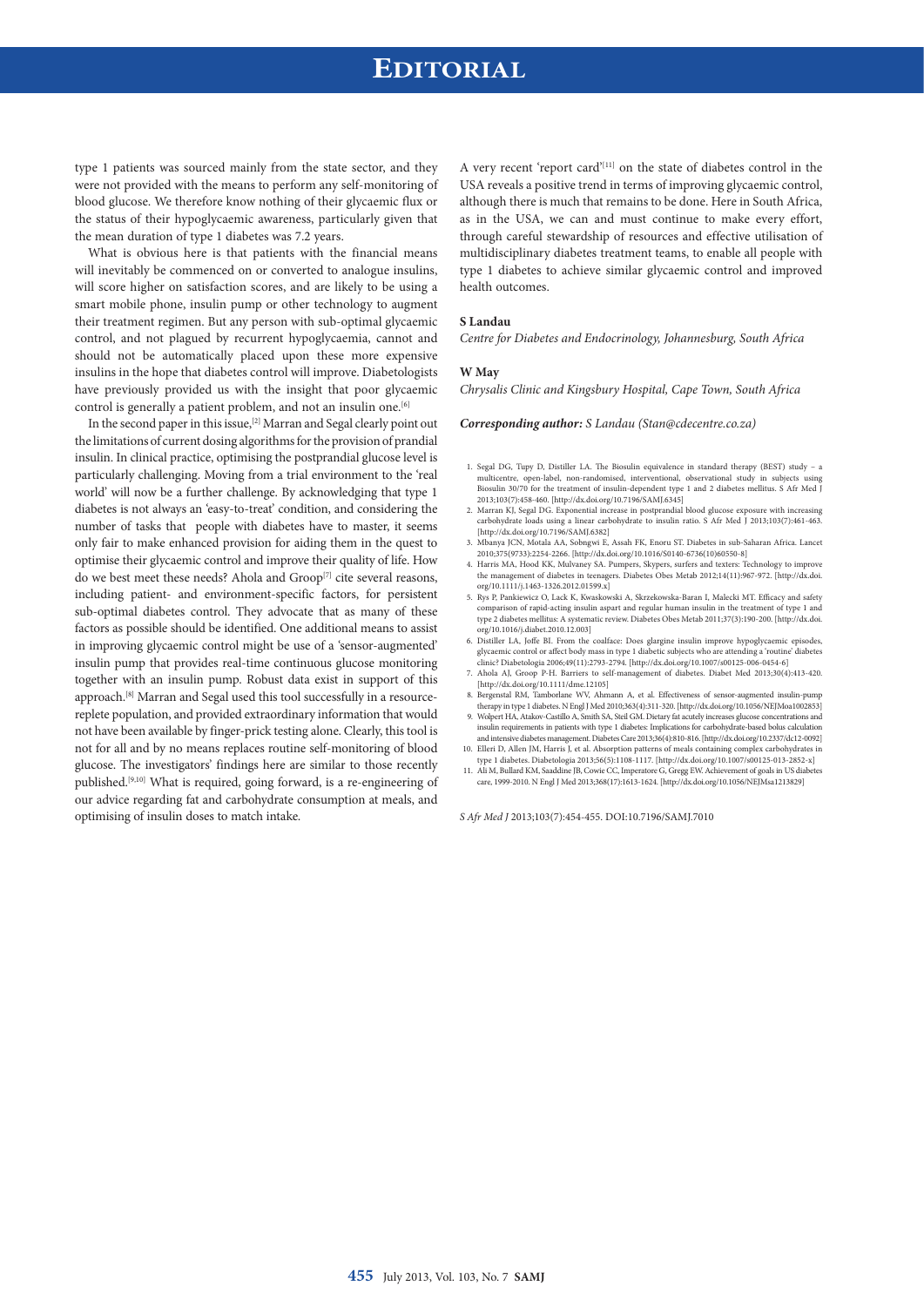type 1 patients was sourced mainly from the state sector, and they were not provided with the means to perform any self-monitoring of blood glucose. We therefore know nothing of their glycaemic flux or the status of their hypoglycaemic awareness, particularly given that the mean duration of type 1 diabetes was 7.2 years.

What is obvious here is that patients with the financial means will inevitably be commenced on or converted to analogue insulins, will score higher on satisfaction scores, and are likely to be using a smart mobile phone, insulin pump or other technology to augment their treatment regimen. But any person with sub-optimal glycaemic control, and not plagued by recurrent hypoglycaemia, cannot and should not be automatically placed upon these more expensive insulins in the hope that diabetes control will improve. Diabetologists have previously provided us with the insight that poor glycaemic control is generally a patient problem, and not an insulin one.[6]

In the second paper in this issue,[2] Marran and Segal clearly point out the limitations of current dosing algorithms for the provision of prandial insulin. In clinical practice, optimising the postprandial glucose level is particularly challenging. Moving from a trial environment to the 'real world' will now be a further challenge. By acknowledging that type 1 diabetes is not always an 'easy-to-treat' condition, and considering the number of tasks that people with diabetes have to master, it seems only fair to make enhanced provision for aiding them in the quest to optimise their glycaemic control and improve their quality of life. How do we best meet these needs? Ahola and Groop[7] cite several reasons, including patient- and environment-specific factors, for persistent sub-optimal diabetes control. They advocate that as many of these factors as possible should be identified. One additional means to assist in improving glycaemic control might be use of a 'sensor-augmented' insulin pump that provides real-time continuous glucose monitoring together with an insulin pump. Robust data exist in support of this approach.[8] Marran and Segal used this tool successfully in a resource-replete population, and provided extraordinary information that would not have been available by finger-prick testing alone. Clearly, this tool is not for all and by no means replaces routine self-monitoring of blood glucose. The investigators' findings here are similar to those recently published.[9,10] What is required, going forward, is a re-engineering of our advice regarding fat and carbohydrate consumption at meals, and optimising of insulin doses to match intake.

A very recent 'report card'[11] on the state of diabetes control in the USA reveals a positive trend in terms of improving glycaemic control, although there is much that remains to be done. Here in South Africa, as in the USA, we can and must continue to make every effort, through careful stewardship of resources and effective utilisation of multidisciplinary diabetes treatment teams, to enable all people with type 1 diabetes to achieve similar glycaemic control and improved health outcomes.

**S Landau**

*Centre for Diabetes and Endocrinology, Johannesburg, South Africa*

**W May**

*Chrysalis Clinic and Kingsbury Hospital, Cape Town, South Africa*

***Corresponding author:** S Landau (Stan@cdecentre.co.za)*

1. Segal DG, Tupy D, Distiller LA. The Biosulin equivalence in standard therapy (BEST) study – a multicentre, open-label, non-randomised, interventional, observational study in subjects using Biosulin 30/70 for the treatment of insulin-dependent type 1 and 2 diabetes mellitus. S Afr Med J 2013;103(7):458-460. [http://dx.doi.org/10.7196/SAMJ.6345]
2. Marran KJ, Segal DG. Exponential increase in postprandial blood glucose exposure with increasing carbohydrate loads using a linear carbohydrate to insulin ratio. S Afr Med J 2013;103(7):461-463. [http://dx.doi.org/10.7196/SAMJ.6382]
3. Mbanya JCN, Motala AA, Sobngwi E, Assah FK, Enoru ST. Diabetes in sub-Saharan Africa. Lancet 2010;375(9733):2254-2266. [http://dx.doi.org/10.1016/S0140-6736(10)60550-8]
4. Harris MA, Hood KK, Mulvaney SA. Pumpers, Skypers, surfers and texters: Technology to improve the management of diabetes in teenagers. Diabetes Obes Metab 2012;14(11):967-972. [http://dx.doi.org/10.1111/j.1463-1326.2012.01599.x]
5. Rys P, Pankiewicz O, Lack K, Kwaskowski A, Skrzekowska-Baran I, Malecki MT. Efficacy and safety comparison of rapid-acting insulin aspart and regular human insulin in the treatment of type 1 and type 2 diabetes mellitus: A systematic review. Diabetes Obes Metab 2011;37(3):190-200. [http://dx.doi.org/10.1016/j.diabet.2010.12.003]
6. Distiller LA, Joffe BI. From the coalface: Does glargine insulin improve hypoglycaemic episodes, glycaemic control or affect body mass in type 1 diabetic subjects who are attending a 'routine' diabetes clinic? Diabetologia 2006;49(11):2793-2794. [http://dx.doi.org/10.1007/s00125-006-0454-6]
7. Ahola AJ, Groop P-H. Barriers to self-management of diabetes. Diabet Med 2013;30(4):413-420. [http://dx.doi.org/10.1111/dme.12105]
8. Bergenstal RM, Tamborlane WV, Ahmann A, et al. Effectiveness of sensor-augmented insulin-pump therapy in type 1 diabetes. N Engl J Med 2010;363(4):311-320. [http://dx.doi.org/10.1056/NEJMoa1002853]
9. Wolpert HA, Atakov-Castillo A, Smith SA, Steil GM. Dietary fat acutely increases glucose concentrations and insulin requirements in patients with type 1 diabetes: Implications for carbohydrate-based bolus calculation and intensive diabetes management. Diabetes Care 2013;36(4):810-816. [http://dx.doi.org/10.2337/dc12-0092]
10. Elleri D, Allen JM, Harris J, et al. Absorption patterns of meals containing complex carbohydrates in type 1 diabetes. Diabetologia 2013;56(5):1108-1117. [http://dx.doi.org/10.1007/s00125-013-2852-x]
11. Ali M, Bullard KM, Saaddine JB, Cowie CC, Imperatore G, Gregg EW. Achievement of goals in US diabetes care, 1999-2010. N Engl J Med 2013;368(17):1613-1624. [http://dx.doi.org/10.1056/NEJMsa1213829]

*S Afr Med J* 2013;103(7):454-455. DOI:10.7196/SAMJ.7010